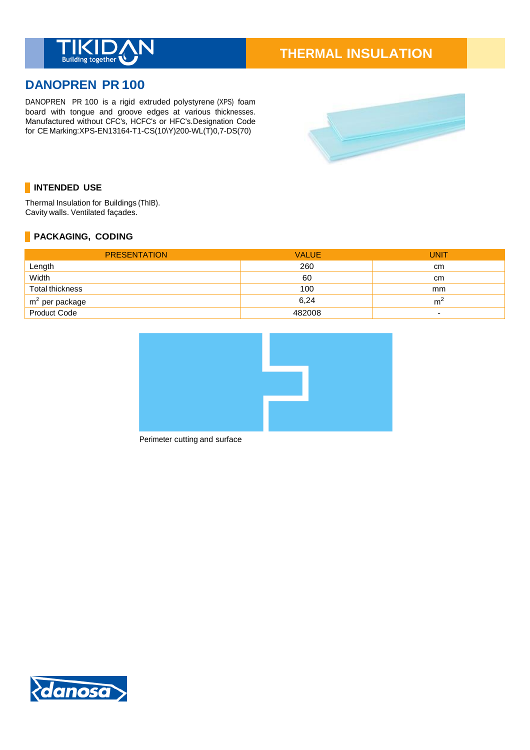THERMAL INSULATION

# DANOPREN PR 100

DANOPREN PR 100 is a rigid extruded polystyrene (XPS) foam board with tongue and groove edges at various thicknesses. Manufactured without CFC's, HCFC's or HFC's.Designation Code for CE Marking:XPS-EN13164-T1-CS(10\Y)200-WL(T)0,7-DS(70)

## INTENDED USE

Thermal Insulation for Buildings (ThIB).
Cavity walls. Ventilated façades.

## PACKAGING, CODING

| PRESENTATION | VALUE | UNIT |
|---|---|---|
| Length | 260 | cm |
| Width | 60 | cm |
| Total thickness | 100 | mm |
| $m^2$ per package | 6,24 | $m^2$ |
| Product Code | 482008 | - |

Perimeter cutting and surface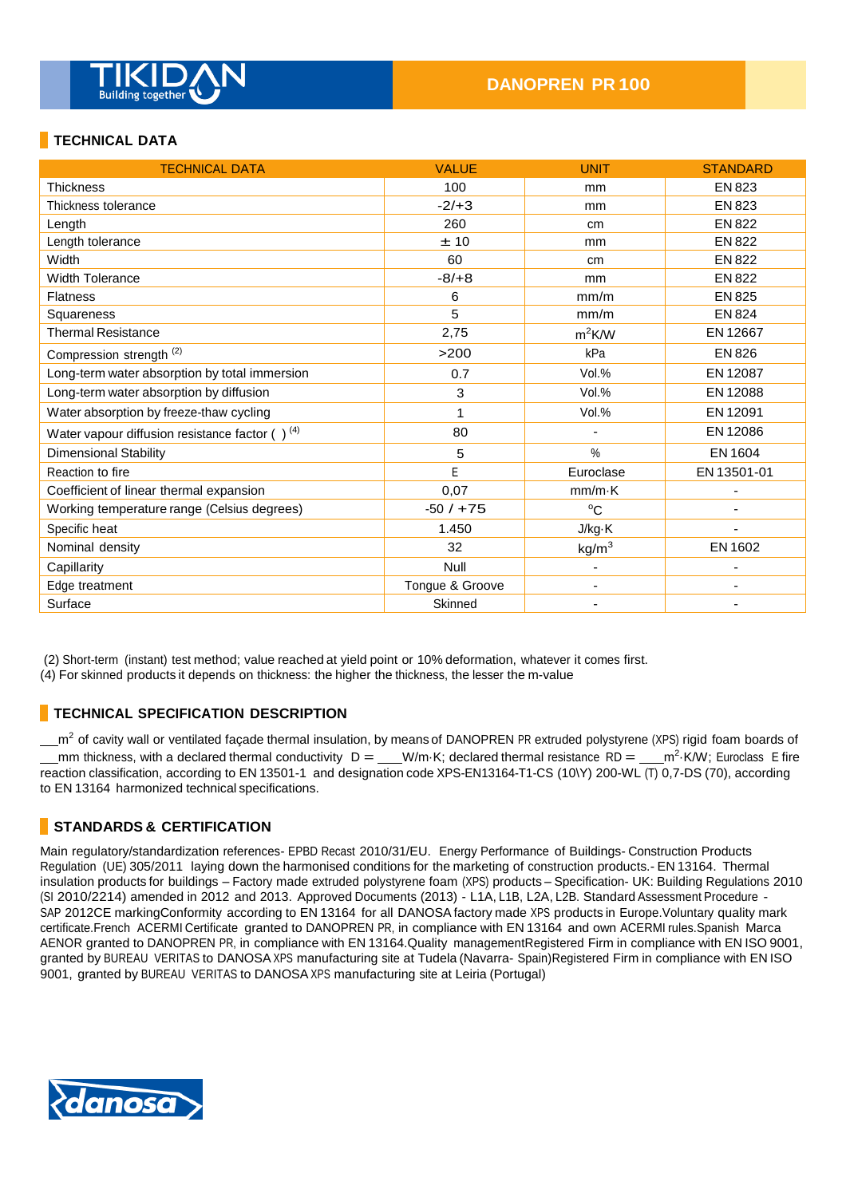DANOPREN PR 100

## TECHNICAL DATA

| TECHNICAL DATA | VALUE | UNIT | STANDARD |
|---|---|---|---|
| Thickness | 100 | mm | EN 823 |
| Thickness tolerance | -2/+3 | mm | EN 823 |
| Length | 260 | cm | EN 822 |
| Length tolerance | ± 10 | mm | EN 822 |
| Width | 60 | cm | EN 822 |
| Width Tolerance | -8/+8 | mm | EN 822 |
| Flatness | 6 | mm/m | EN 825 |
| Squareness | 5 | mm/m | EN 824 |
| Thermal Resistance | 2,75 | $m^2K/W$ | EN 12667 |
| Compression strength (2) | >200 | kPa | EN 826 |
| Long-term water absorption by total immersion | 0.7 | Vol.% | EN 12087 |
| Long-term water absorption by diffusion | 3 | Vol.% | EN 12088 |
| Water absorption by freeze-thaw cycling | 1 | Vol.% | EN 12091 |
| Water vapour diffusion resistance factor ( ) (4) | 80 | - | EN 12086 |
| Dimensional Stability | 5 | % | EN 1604 |
| Reaction to fire | E | Euroclase | EN 13501-01 |
| Coefficient of linear thermal expansion | 0,07 | mm/m·K | - |
| Working temperature range (Celsius degrees) | -50 / +75 | °C | - |
| Specific heat | 1.450 | J/kg·K | - |
| Nominal density | 32 | $kg/m^3$ | EN 1602 |
| Capillarity | Null | - | - |
| Edge treatment | Tongue & Groove | - | - |
| Surface | Skinned | - | - |

(2) Short-term (instant) test method; value reached at yield point or 10% deformation, whatever it comes first.
(4) For skinned products it depends on thickness: the higher the thickness, the lesser the m-value

## TECHNICAL SPECIFICATION DESCRIPTION

__$m^2$ of cavity wall or ventilated façade thermal insulation, by means of DANOPREN PR extruded polystyrene (XPS) rigid foam boards of __mm thickness, with a declared thermal conductivity D = ___W/m·K; declared thermal resistance RD = ___$m^2$·K/W; Euroclass E fire reaction classification, according to EN 13501-1 and designation code XPS-EN13164-T1-CS (10\Y) 200-WL (T) 0,7-DS (70), according to EN 13164 harmonized technical specifications.

## STANDARDS & CERTIFICATION

Main regulatory/standardization references- EPBD Recast 2010/31/EU. Energy Performance of Buildings- Construction Products Regulation (UE) 305/2011 laying down the harmonised conditions for the marketing of construction products.- EN 13164. Thermal insulation products for buildings – Factory made extruded polystyrene foam (XPS) products – Specification- UK: Building Regulations 2010 (SI 2010/2214) amended in 2012 and 2013. Approved Documents (2013) - L1A, L1B, L2A, L2B. Standard Assessment Procedure - SAP 2012CE markingConformity according to EN 13164 for all DANOSA factory made XPS products in Europe.Voluntary quality mark certificate.French ACERMI Certificate granted to DANOPREN PR, in compliance with EN 13164 and own ACERMI rules.Spanish Marca AENOR granted to DANOPREN PR, in compliance with EN 13164.Quality managementRegistered Firm in compliance with EN ISO 9001, granted by BUREAU VERITAS to DANOSA XPS manufacturing site at Tudela (Navarra- Spain)Registered Firm in compliance with EN ISO 9001, granted by BUREAU VERITAS to DANOSA XPS manufacturing site at Leiria (Portugal)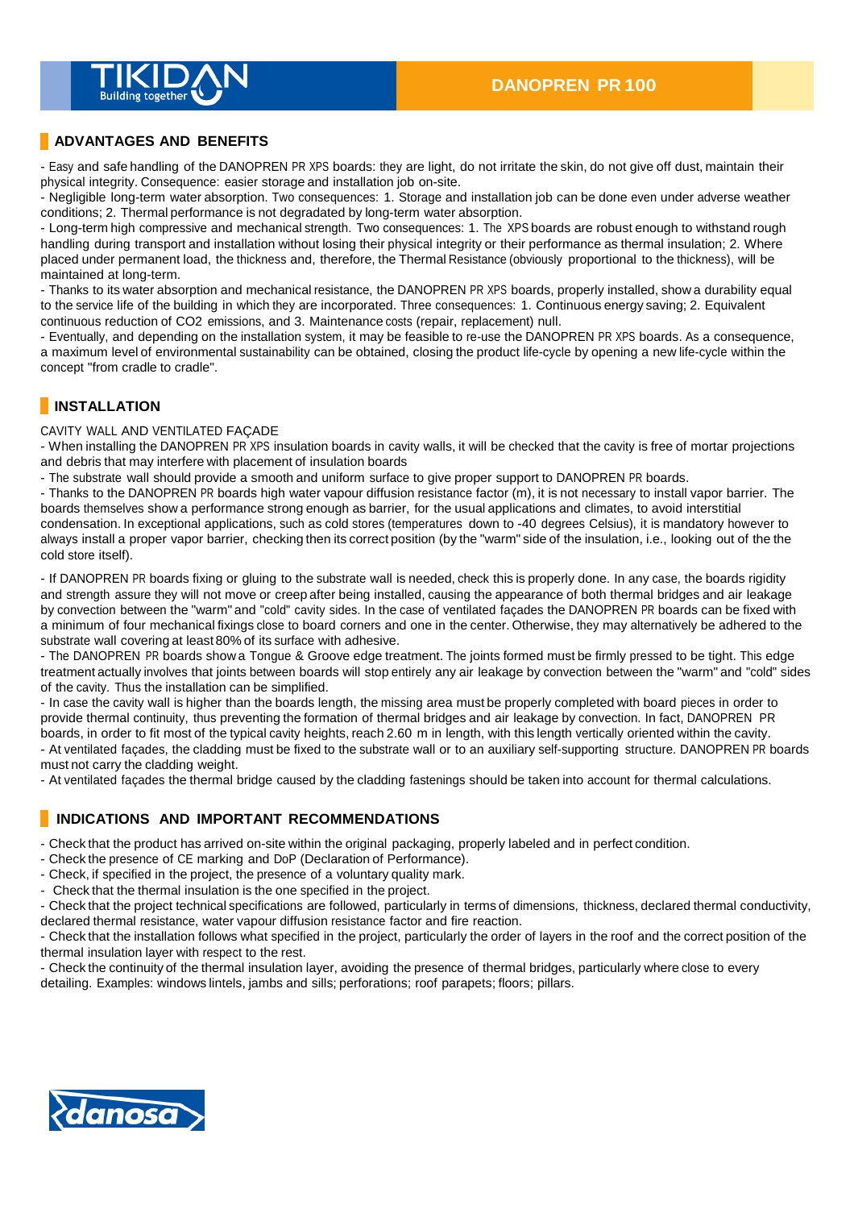## ADVANTAGES AND BENEFITS

- Easy and safe handling of the DANOPREN PR XPS boards: they are light, do not irritate the skin, do not give off dust, maintain their physical integrity. Consequence: easier storage and installation job on-site.
- Negligible long-term water absorption. Two consequences: 1. Storage and installation job can be done even under adverse weather conditions; 2. Thermal performance is not degraded by long-term water absorption.
- Long-term high compressive and mechanical strength. Two consequences: 1. The XPS boards are robust enough to withstand rough handling during transport and installation without losing their physical integrity or their performance as thermal insulation; 2. Where placed under permanent load, the thickness and, therefore, the Thermal Resistance (obviously proportional to the thickness), will be maintained at long-term.
- Thanks to its water absorption and mechanical resistance, the DANOPREN PR XPS boards, properly installed, show a durability equal to the service life of the building in which they are incorporated. Three consequences: 1. Continuous energy saving; 2. Equivalent continuous reduction of $CO_2$ emissions, and 3. Maintenance costs (repair, replacement) null.
- Eventually, and depending on the installation system, it may be feasible to re-use the DANOPREN PR XPS boards. As a consequence, a maximum level of environmental sustainability can be obtained, closing the product life-cycle by opening a new life-cycle within the concept "from cradle to cradle".

## INSTALLATION

CAVITY WALL AND VENTILATED FAÇADE

- When installing the DANOPREN PR XPS insulation boards in cavity walls, it will be checked that the cavity is free of mortar projections and debris that may interfere with placement of insulation boards
- The substrate wall should provide a smooth and uniform surface to give proper support to DANOPREN PR boards.
- Thanks to the DANOPREN PR boards high water vapour diffusion resistance factor (m), it is not necessary to install vapor barrier. The boards themselves show a performance strong enough as barrier, for the usual applications and climates, to avoid interstitial condensation. In exceptional applications, such as cold stores (temperatures down to -40 degrees Celsius), it is mandatory however to always install a proper vapor barrier, checking then its correct position (by the "warm" side of the insulation, i.e., looking out of the the cold store itself).

- If DANOPREN PR boards fixing or gluing to the substrate wall is needed, check this is properly done. In any case, the boards rigidity and strength assure they will not move or creep after being installed, causing the appearance of both thermal bridges and air leakage by convection between the "warm" and "cold" cavity sides. In the case of ventilated façades the DANOPREN PR boards can be fixed with a minimum of four mechanical fixings close to board corners and one in the center. Otherwise, they may alternatively be adhered to the substrate wall covering at least 80% of its surface with adhesive.
- The DANOPREN PR boards show a Tongue & Groove edge treatment. The joints formed must be firmly pressed to be tight. This edge treatment actually involves that joints between boards will stop entirely any air leakage by convection between the "warm" and "cold" sides of the cavity. Thus the installation can be simplified.
- In case the cavity wall is higher than the boards length, the missing area must be properly completed with board pieces in order to provide thermal continuity, thus preventing the formation of thermal bridges and air leakage by convection. In fact, DANOPREN PR boards, in order to fit most of the typical cavity heights, reach 2.60 m in length, with this length vertically oriented within the cavity.
- At ventilated façades, the cladding must be fixed to the substrate wall or to an auxiliary self-supporting structure. DANOPREN PR boards must not carry the cladding weight.
- At ventilated façades the thermal bridge caused by the cladding fastenings should be taken into account for thermal calculations.

## INDICATIONS AND IMPORTANT RECOMMENDATIONS

- Check that the product has arrived on-site within the original packaging, properly labeled and in perfect condition.
- Check the presence of CE marking and DoP (Declaration of Performance).
- Check, if specified in the project, the presence of a voluntary quality mark.
- Check that the thermal insulation is the one specified in the project.
- Check that the project technical specifications are followed, particularly in terms of dimensions, thickness, declared thermal conductivity, declared thermal resistance, water vapour diffusion resistance factor and fire reaction.
- Check that the installation follows what specified in the project, particularly the order of layers in the roof and the correct position of the thermal insulation layer with respect to the rest.
- Check the continuity of the thermal insulation layer, avoiding the presence of thermal bridges, particularly where close to every detailing. Examples: windows lintels, jambs and sills; perforations; roof parapets; floors; pillars.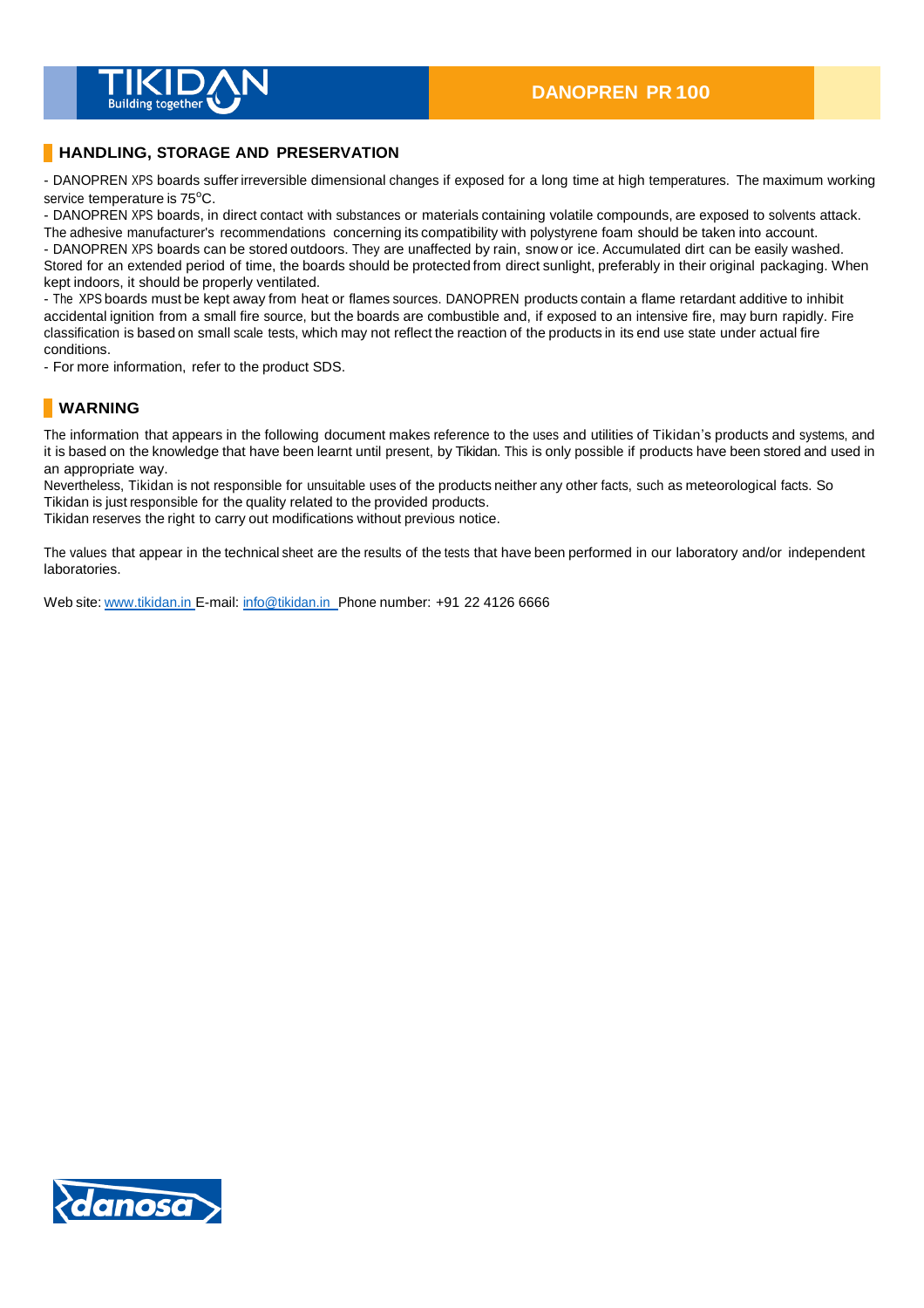## HANDLING, STORAGE AND PRESERVATION

- DANOPREN XPS boards suffer irreversible dimensional changes if exposed for a long time at high temperatures. The maximum working service temperature is 75ºC.
- DANOPREN XPS boards, in direct contact with substances or materials containing volatile compounds, are exposed to solvents attack. The adhesive manufacturer's recommendations concerning its compatibility with polystyrene foam should be taken into account.
- DANOPREN XPS boards can be stored outdoors. They are unaffected by rain, snow or ice. Accumulated dirt can be easily washed. Stored for an extended period of time, the boards should be protected from direct sunlight, preferably in their original packaging. When kept indoors, it should be properly ventilated.
- The XPS boards must be kept away from heat or flames sources. DANOPREN products contain a flame retardant additive to inhibit accidental ignition from a small fire source, but the boards are combustible and, if exposed to an intensive fire, may burn rapidly. Fire classification is based on small scale tests, which may not reflect the reaction of the products in its end use state under actual fire conditions.
- For more information, refer to the product SDS.

## WARNING

The information that appears in the following document makes reference to the uses and utilities of Tikidan's products and systems, and it is based on the knowledge that have been learnt until present, by Tikidan. This is only possible if products have been stored and used in an appropriate way.
Nevertheless, Tikidan is not responsible for unsuitable uses of the products neither any other facts, such as meteorological facts. So Tikidan is just responsible for the quality related to the provided products.
Tikidan reserves the right to carry out modifications without previous notice.

The values that appear in the technical sheet are the results of the tests that have been performed in our laboratory and/or independent laboratories.

Web site: www.tikidan.in E-mail: info@tikidan.in Phone number: +91 22 4126 6666